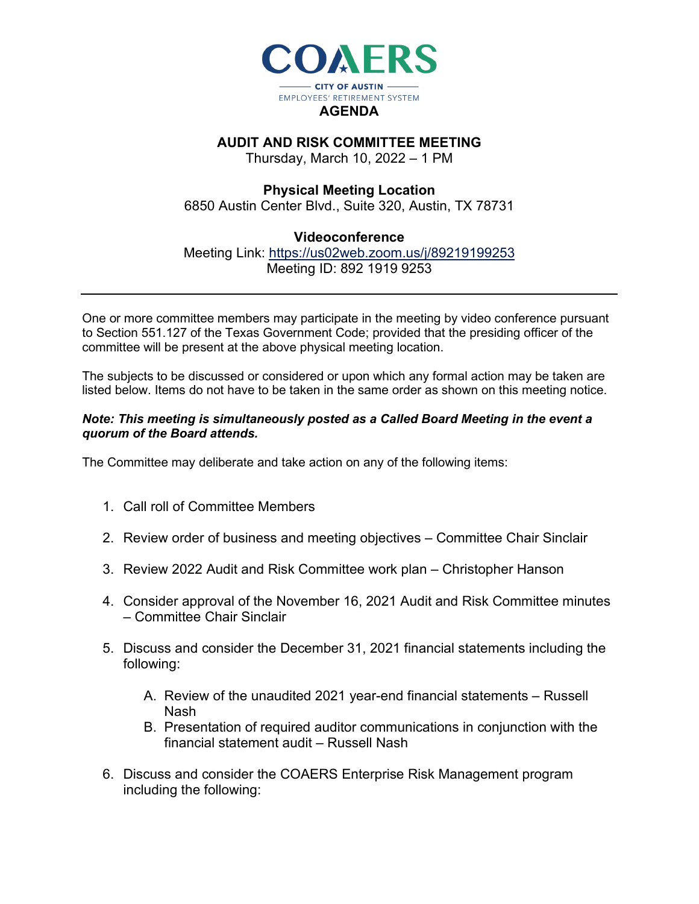COAERS

CITY OF AUSTIN

EMPLOYEES' RETIREMENT SYSTEM

# AGENDA

## AUDIT AND RISK COMMITTEE MEETING

Thursday, March 10, 2022 – 1 PM

**Physical Meeting Location**

6850 Austin Center Blvd., Suite 320, Austin, TX 78731

**Videoconference**

Meeting Link: https://us02web.zoom.us/j/89219199253

Meeting ID: 892 1919 9253

---

One or more committee members may participate in the meeting by video conference pursuant to Section 551.127 of the Texas Government Code; provided that the presiding officer of the committee will be present at the above physical meeting location.

The subjects to be discussed or considered or upon which any formal action may be taken are listed below. Items do not have to be taken in the same order as shown on this meeting notice.

***Note: This meeting is simultaneously posted as a Called Board Meeting in the event a quorum of the Board attends.***

The Committee may deliberate and take action on any of the following items:

1. Call roll of Committee Members
2. Review order of business and meeting objectives – Committee Chair Sinclair
3. Review 2022 Audit and Risk Committee work plan – Christopher Hanson
4. Consider approval of the November 16, 2021 Audit and Risk Committee minutes – Committee Chair Sinclair
5. Discuss and consider the December 31, 2021 financial statements including the following:
   - A. Review of the unaudited 2021 year-end financial statements – Russell Nash
   - B. Presentation of required auditor communications in conjunction with the financial statement audit – Russell Nash
6. Discuss and consider the COAERS Enterprise Risk Management program including the following: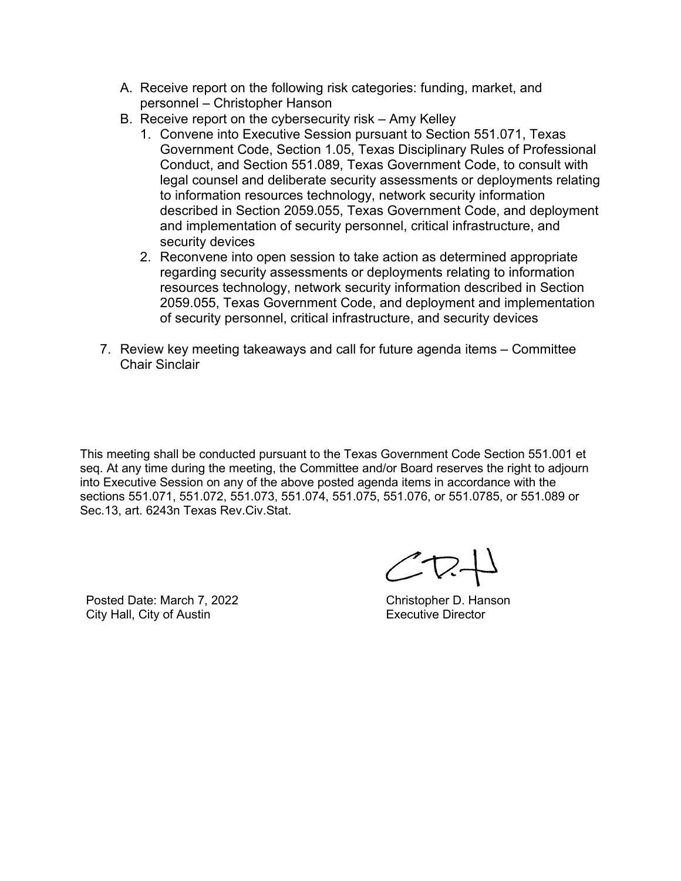A. Receive report on the following risk categories: funding, market, and personnel – Christopher Hanson
B. Receive report on the cybersecurity risk – Amy Kelley
   1. Convene into Executive Session pursuant to Section 551.071, Texas Government Code, Section 1.05, Texas Disciplinary Rules of Professional Conduct, and Section 551.089, Texas Government Code, to consult with legal counsel and deliberate security assessments or deployments relating to information resources technology, network security information described in Section 2059.055, Texas Government Code, and deployment and implementation of security personnel, critical infrastructure, and security devices
   2. Reconvene into open session to take action as determined appropriate regarding security assessments or deployments relating to information resources technology, network security information described in Section 2059.055, Texas Government Code, and deployment and implementation of security personnel, critical infrastructure, and security devices

7. Review key meeting takeaways and call for future agenda items – Committee Chair Sinclair

This meeting shall be conducted pursuant to the Texas Government Code Section 551.001 et seq. At any time during the meeting, the Committee and/or Board reserves the right to adjourn into Executive Session on any of the above posted agenda items in accordance with the sections 551.071, 551.072, 551.073, 551.074, 551.075, 551.076, or 551.0785, or 551.089 or Sec.13, art. 6243n Texas Rev.Civ.Stat.

Posted Date: March 7, 2022
City Hall, City of Austin

Christopher D. Hanson
Executive Director